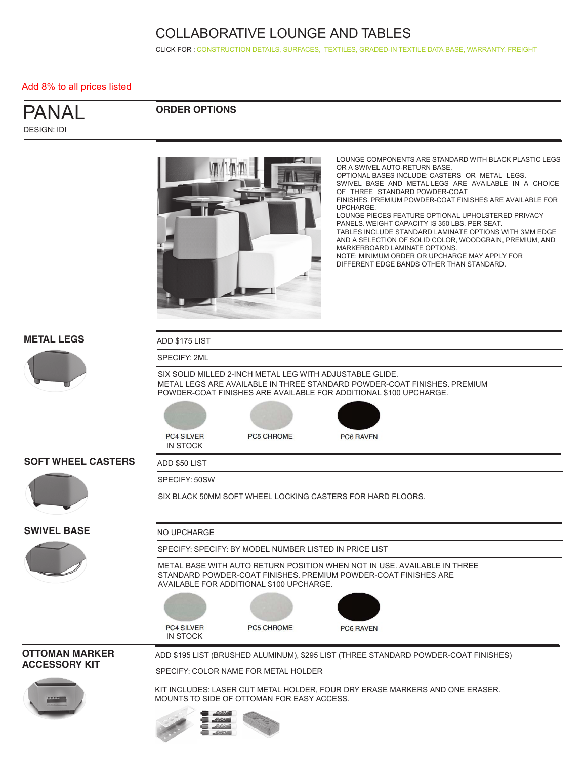# COLLABORATIVE LOUNGE AND TABLES

CLICK FOR : CONSTRUCTION DETAILS, SURFACES, TEXTILES, GRADED-IN TEXTILE DATA BASE, WARRANTY, FREIGHT

Add 8% to all prices listed

## PANAL

DESIGN: IDI

### ORDER OPTIONS

LOUNGE COMPONENTS ARE STANDARD WITH BLACK PLASTIC LEGS OR A SWIVEL AUTO-RETURN BASE.
OPTIONAL BASES INCLUDE: CASTERS OR METAL LEGS.
SWIVEL BASE AND METAL LEGS ARE AVAILABLE IN A CHOICE OF THREE STANDARD POWDER-COAT FINISHES. PREMIUM POWDER-COAT FINISHES ARE AVAILABLE FOR UPCHARGE.
LOUNGE PIECES FEATURE OPTIONAL UPHOLSTERED PRIVACY PANELS. WEIGHT CAPACITY IS 350 LBS. PER SEAT.
TABLES INCLUDE STANDARD LAMINATE OPTIONS WITH 3MM EDGE AND A SELECTION OF SOLID COLOR, WOODGRAIN, PREMIUM, AND MARKERBOARD LAMINATE OPTIONS.
NOTE: MINIMUM ORDER OR UPCHARGE MAY APPLY FOR DIFFERENT EDGE BANDS OTHER THAN STANDARD.

### METAL LEGS

ADD $175 LIST

SPECIFY: 2ML

SIX SOLID MILLED 2-INCH METAL LEG WITH ADJUSTABLE GLIDE.
METAL LEGS ARE AVAILABLE IN THREE STANDARD POWDER-COAT FINISHES. PREMIUM POWDER-COAT FINISHES ARE AVAILABLE FOR ADDITIONAL $100 UPCHARGE.

PC4 SILVER IN STOCK | PC5 CHROME | PC6 RAVEN

### SOFT WHEEL CASTERS

ADD $50 LIST

SPECIFY: 50SW

SIX BLACK 50MM SOFT WHEEL LOCKING CASTERS FOR HARD FLOORS.

### SWIVEL BASE

NO UPCHARGE

SPECIFY: SPECIFY: BY MODEL NUMBER LISTED IN PRICE LIST

METAL BASE WITH AUTO RETURN POSITION WHEN NOT IN USE. AVAILABLE IN THREE STANDARD POWDER-COAT FINISHES. PREMIUM POWDER-COAT FINISHES ARE AVAILABLE FOR ADDITIONAL $100 UPCHARGE.

PC4 SILVER IN STOCK | PC5 CHROME | PC6 RAVEN

### OTTOMAN MARKER ACCESSORY KIT

ADD $195 LIST (BRUSHED ALUMINUM), $295 LIST (THREE STANDARD POWDER-COAT FINISHES)

SPECIFY: COLOR NAME FOR METAL HOLDER

KIT INCLUDES: LASER CUT METAL HOLDER, FOUR DRY ERASE MARKERS AND ONE ERASER. MOUNTS TO SIDE OF OTTOMAN FOR EASY ACCESS.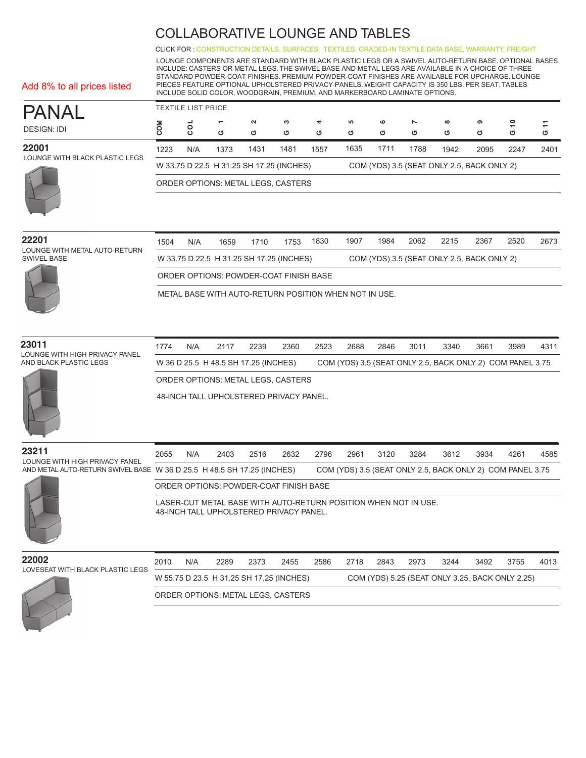# COLLABORATIVE LOUNGE AND TABLES

CLICK FOR : CONSTRUCTION DETAILS, SURFACES, TEXTILES, GRADED-IN TEXTILE DATA BASE, WARRANTY, FREIGHT

LOUNGE COMPONENTS ARE STANDARD WITH BLACK PLASTIC LEGS OR A SWIVEL AUTO-RETURN BASE. OPTIONAL BASES INCLUDE: CASTERS OR METAL LEGS. THE SWIVEL BASE AND METAL LEGS ARE AVAILABLE IN A CHOICE OF THREE STANDARD POWDER-COAT FINISHES. PREMIUM POWDER-COAT FINISHES ARE AVAILABLE FOR UPCHARGE. LOUNGE PIECES FEATURE OPTIONAL UPHOLSTERED PRIVACY PANELS. WEIGHT CAPACITY IS 350 LBS. PER SEAT. TABLES INCLUDE SOLID COLOR, WOODGRAIN, PREMIUM, AND MARKERBOARD LAMINATE OPTIONS.

Add 8% to all prices listed

## PANAL

DESIGN: IDI

TEXTILE LIST PRICE

| Model | COM | COL | G 1 | G 2 | G 3 | G 4 | G 5 | G 6 | G 7 | G 8 | G 9 | G 10 | G 11 |
|---|---|---|---|---|---|---|---|---|---|---|---|---|---|
| **22001** LOUNGE WITH BLACK PLASTIC LEGS | 1223 | N/A | 1373 | 1431 | 1481 | 1557 | 1635 | 1711 | 1788 | 1942 | 2095 | 2247 | 2401 |
| **22201** LOUNGE WITH METAL AUTO-RETURN SWIVEL BASE | 1504 | N/A | 1659 | 1710 | 1753 | 1830 | 1907 | 1984 | 2062 | 2215 | 2367 | 2520 | 2673 |
| **23011** LOUNGE WITH HIGH PRIVACY PANEL AND BLACK PLASTIC LEGS | 1774 | N/A | 2117 | 2239 | 2360 | 2523 | 2688 | 2846 | 3011 | 3340 | 3661 | 3989 | 4311 |
| **23211** LOUNGE WITH HIGH PRIVACY PANEL AND METAL AUTO-RETURN SWIVEL BASE | 2055 | N/A | 2403 | 2516 | 2632 | 2796 | 2961 | 3120 | 3284 | 3612 | 3934 | 4261 | 4585 |
| **22002** LOVESEAT WITH BLACK PLASTIC LEGS | 2010 | N/A | 2289 | 2373 | 2455 | 2586 | 2718 | 2843 | 2973 | 3244 | 3492 | 3755 | 4013 |

### 22001
LOUNGE WITH BLACK PLASTIC LEGS

W 33.75 D 22.5 H 31.25 SH 17.25 (INCHES) — COM (YDS) 3.5 (SEAT ONLY 2.5, BACK ONLY 2)

ORDER OPTIONS: METAL LEGS, CASTERS

### 22201
LOUNGE WITH METAL AUTO-RETURN SWIVEL BASE

W 33.75 D 22.5 H 31.25 SH 17.25 (INCHES) — COM (YDS) 3.5 (SEAT ONLY 2.5, BACK ONLY 2)

ORDER OPTIONS: POWDER-COAT FINISH BASE

METAL BASE WITH AUTO-RETURN POSITION WHEN NOT IN USE.

### 23011
LOUNGE WITH HIGH PRIVACY PANEL AND BLACK PLASTIC LEGS

W 36 D 25.5 H 48.5 SH 17.25 (INCHES) — COM (YDS) 3.5 (SEAT ONLY 2.5, BACK ONLY 2) COM PANEL 3.75

ORDER OPTIONS: METAL LEGS, CASTERS

48-INCH TALL UPHOLSTERED PRIVACY PANEL.

### 23211
LOUNGE WITH HIGH PRIVACY PANEL AND METAL AUTO-RETURN SWIVEL BASE

W 36 D 25.5 H 48.5 SH 17.25 (INCHES) — COM (YDS) 3.5 (SEAT ONLY 2.5, BACK ONLY 2) COM PANEL 3.75

ORDER OPTIONS: POWDER-COAT FINISH BASE

LASER-CUT METAL BASE WITH AUTO-RETURN POSITION WHEN NOT IN USE.
48-INCH TALL UPHOLSTERED PRIVACY PANEL.

### 22002
LOVESEAT WITH BLACK PLASTIC LEGS

W 55.75 D 23.5 H 31.25 SH 17.25 (INCHES) — COM (YDS) 5.25 (SEAT ONLY 3.25, BACK ONLY 2.25)

ORDER OPTIONS: METAL LEGS, CASTERS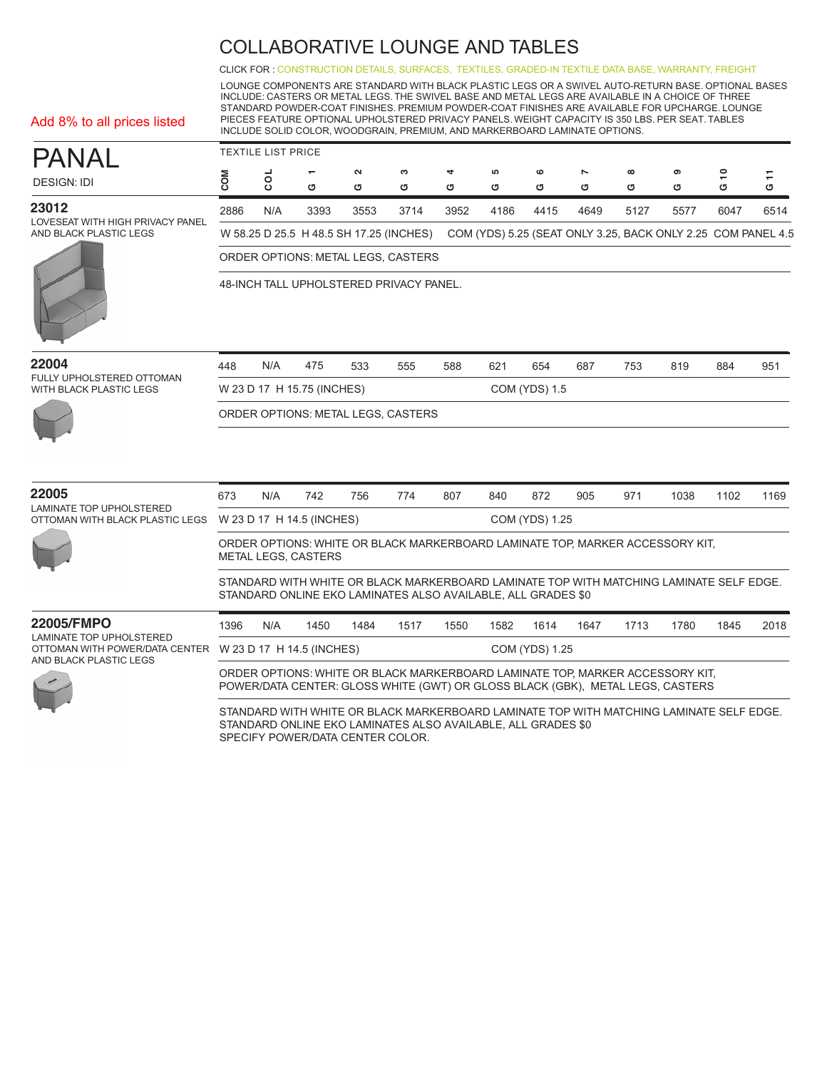# COLLABORATIVE LOUNGE AND TABLES

CLICK FOR : CONSTRUCTION DETAILS, SURFACES, TEXTILES, GRADED-IN TEXTILE DATA BASE, WARRANTY, FREIGHT

LOUNGE COMPONENTS ARE STANDARD WITH BLACK PLASTIC LEGS OR A SWIVEL AUTO-RETURN BASE. OPTIONAL BASES INCLUDE: CASTERS OR METAL LEGS. THE SWIVEL BASE AND METAL LEGS ARE AVAILABLE IN A CHOICE OF THREE STANDARD POWDER-COAT FINISHES. PREMIUM POWDER-COAT FINISHES ARE AVAILABLE FOR UPCHARGE. LOUNGE PIECES FEATURE OPTIONAL UPHOLSTERED PRIVACY PANELS. WEIGHT CAPACITY IS 350 LBS. PER SEAT. TABLES INCLUDE SOLID COLOR, WOODGRAIN, PREMIUM, AND MARKERBOARD LAMINATE OPTIONS.

Add 8% to all prices listed

## PANAL

DESIGN: IDI

TEXTILE LIST PRICE

| Model | COM | COL | G 1 | G 2 | G 3 | G 4 | G 5 | G 6 | G 7 | G 8 | G 9 | G 10 | G 11 |
|---|---|---|---|---|---|---|---|---|---|---|---|---|---|
| 23012 | 2886 | N/A | 3393 | 3553 | 3714 | 3952 | 4186 | 4415 | 4649 | 5127 | 5577 | 6047 | 6514 |
| 22004 | 448 | N/A | 475 | 533 | 555 | 588 | 621 | 654 | 687 | 753 | 819 | 884 | 951 |
| 22005 | 673 | N/A | 742 | 756 | 774 | 807 | 840 | 872 | 905 | 971 | 1038 | 1102 | 1169 |
| 22005/FMPO | 1396 | N/A | 1450 | 1484 | 1517 | 1550 | 1582 | 1614 | 1647 | 1713 | 1780 | 1845 | 2018 |

### 23012
LOVESEAT WITH HIGH PRIVACY PANEL AND BLACK PLASTIC LEGS

W 58.25 D 25.5 H 48.5 SH 17.25 (INCHES) COM (YDS) 5.25 (SEAT ONLY 3.25, BACK ONLY 2.25 COM PANEL 4.5

ORDER OPTIONS: METAL LEGS, CASTERS

48-INCH TALL UPHOLSTERED PRIVACY PANEL.

### 22004
FULLY UPHOLSTERED OTTOMAN WITH BLACK PLASTIC LEGS

W 23 D 17 H 15.75 (INCHES) COM (YDS) 1.5

ORDER OPTIONS: METAL LEGS, CASTERS

### 22005
LAMINATE TOP UPHOLSTERED OTTOMAN WITH BLACK PLASTIC LEGS

W 23 D 17 H 14.5 (INCHES) COM (YDS) 1.25

ORDER OPTIONS: WHITE OR BLACK MARKERBOARD LAMINATE TOP, MARKER ACCESSORY KIT, METAL LEGS, CASTERS

STANDARD WITH WHITE OR BLACK MARKERBOARD LAMINATE TOP WITH MATCHING LAMINATE SELF EDGE. STANDARD ONLINE EKO LAMINATES ALSO AVAILABLE, ALL GRADES $0

### 22005/FMPO
LAMINATE TOP UPHOLSTERED OTTOMAN WITH POWER/DATA CENTER AND BLACK PLASTIC LEGS

W 23 D 17 H 14.5 (INCHES) COM (YDS) 1.25

ORDER OPTIONS: WHITE OR BLACK MARKERBOARD LAMINATE TOP, MARKER ACCESSORY KIT, POWER/DATA CENTER: GLOSS WHITE (GWT) OR GLOSS BLACK (GBK), METAL LEGS, CASTERS

STANDARD WITH WHITE OR BLACK MARKERBOARD LAMINATE TOP WITH MATCHING LAMINATE SELF EDGE. STANDARD ONLINE EKO LAMINATES ALSO AVAILABLE, ALL GRADES $0
SPECIFY POWER/DATA CENTER COLOR.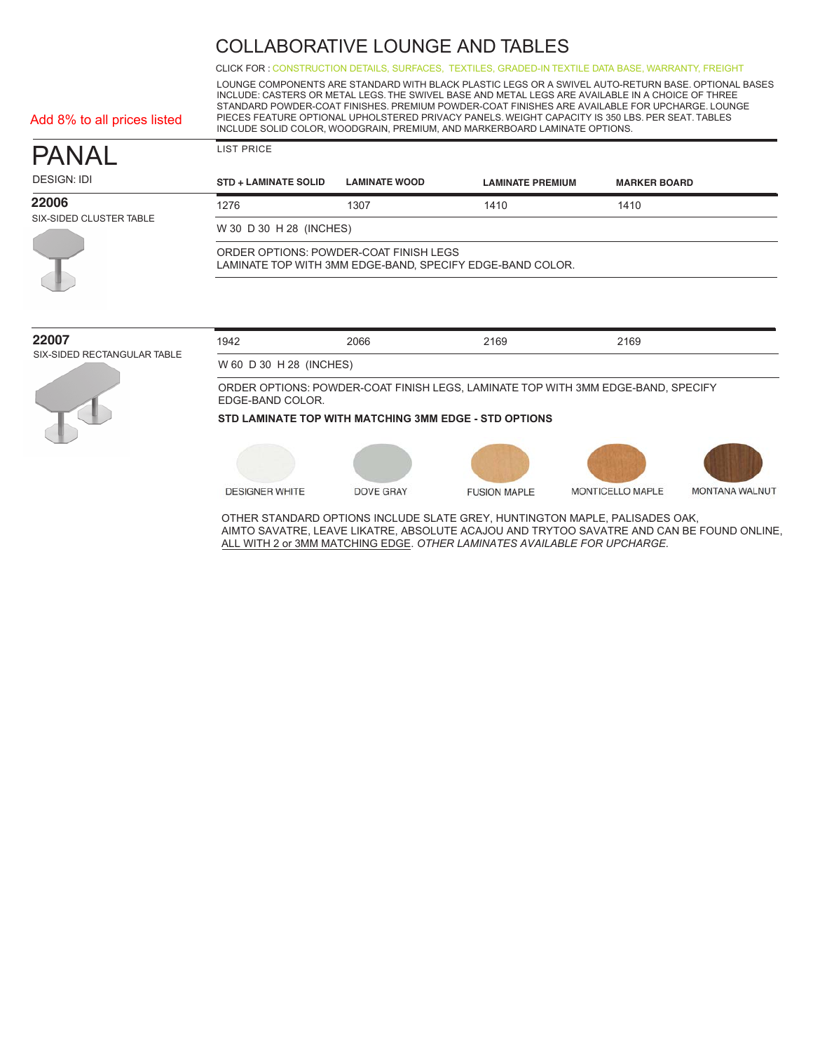# COLLABORATIVE LOUNGE AND TABLES

CLICK FOR : CONSTRUCTION DETAILS, SURFACES, TEXTILES, GRADED-IN TEXTILE DATA BASE, WARRANTY, FREIGHT

LOUNGE COMPONENTS ARE STANDARD WITH BLACK PLASTIC LEGS OR A SWIVEL AUTO-RETURN BASE. OPTIONAL BASES INCLUDE: CASTERS OR METAL LEGS. THE SWIVEL BASE AND METAL LEGS ARE AVAILABLE IN A CHOICE OF THREE STANDARD POWDER-COAT FINISHES. PREMIUM POWDER-COAT FINISHES ARE AVAILABLE FOR UPCHARGE. LOUNGE PIECES FEATURE OPTIONAL UPHOLSTERED PRIVACY PANELS. WEIGHT CAPACITY IS 350 LBS. PER SEAT. TABLES INCLUDE SOLID COLOR, WOODGRAIN, PREMIUM, AND MARKERBOARD LAMINATE OPTIONS.

Add 8% to all prices listed

## PANAL

DESIGN: IDI

LIST PRICE

| | STD + LAMINATE SOLID | LAMINATE WOOD | LAMINATE PREMIUM | MARKER BOARD |
|---|---|---|---|---|
| **22006** SIX-SIDED CLUSTER TABLE | 1276 | 1307 | 1410 | 1410 |
| **22007** SIX-SIDED RECTANGULAR TABLE | 1942 | 2066 | 2169 | 2169 |

**22006** SIX-SIDED CLUSTER TABLE

W 30 D 30 H 28 (INCHES)

ORDER OPTIONS: POWDER-COAT FINISH LEGS
LAMINATE TOP WITH 3MM EDGE-BAND, SPECIFY EDGE-BAND COLOR.

**22007** SIX-SIDED RECTANGULAR TABLE

W 60 D 30 H 28 (INCHES)

ORDER OPTIONS: POWDER-COAT FINISH LEGS, LAMINATE TOP WITH 3MM EDGE-BAND, SPECIFY EDGE-BAND COLOR.

**STD LAMINATE TOP WITH MATCHING 3MM EDGE - STD OPTIONS**

DESIGNER WHITE

DOVE GRAY

FUSION MAPLE

MONTICELLO MAPLE

MONTANA WALNUT

OTHER STANDARD OPTIONS INCLUDE SLATE GREY, HUNTINGTON MAPLE, PALISADES OAK, AIMTO SAVATRE, LEAVE LIKATRE, ABSOLUTE ACAJOU AND TRYTOO SAVATRE AND CAN BE FOUND ONLINE, ALL WITH 2 or 3MM MATCHING EDGE. *OTHER LAMINATES AVAILABLE FOR UPCHARGE.*